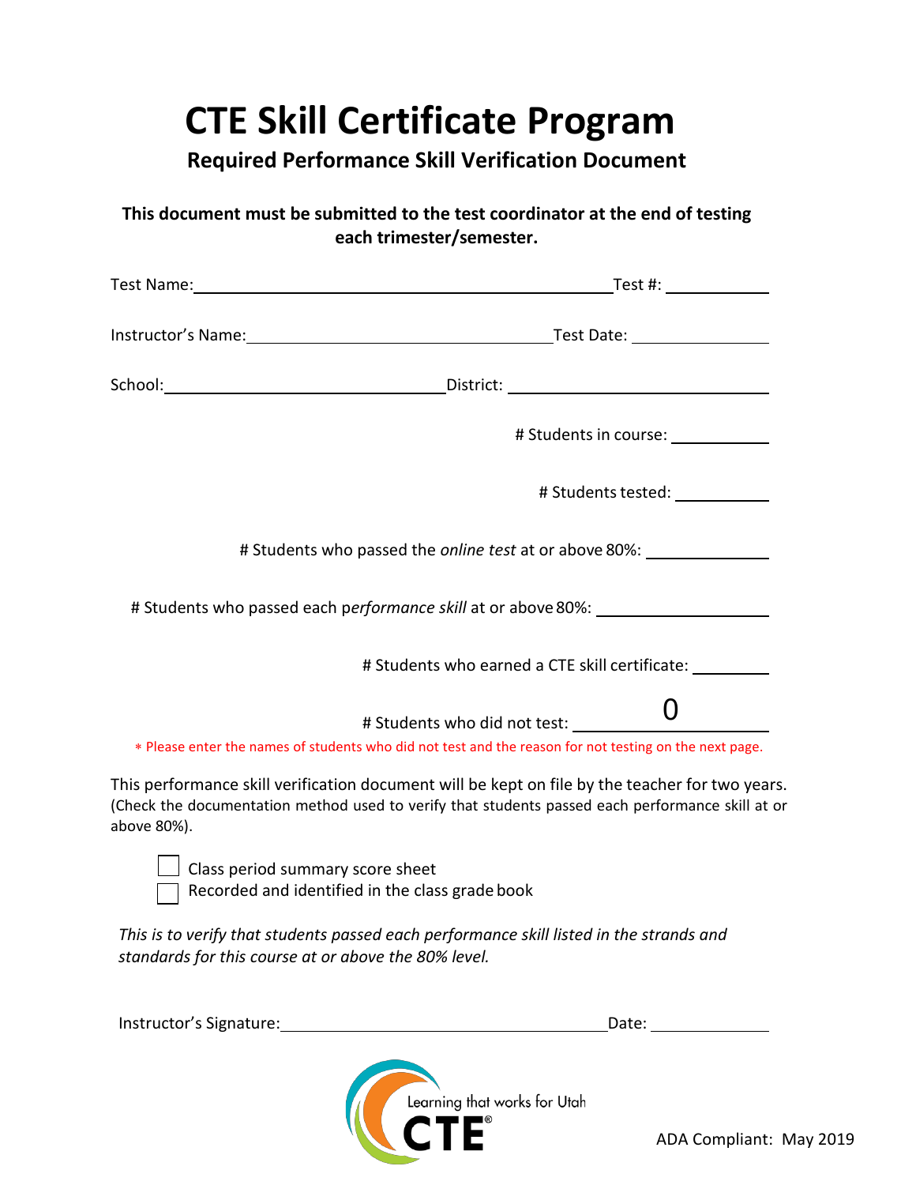# CTE Skill Certificate Program

## Required Performance Skill Verification Document

**This document must be submitted to the test coordinator at the end of testing each trimester/semester.**

Test Name: ______________________________ Test #: __________

Instructor's Name: ______________________________ Test Date: __________

School: ______________________________ District: ______________________________

# Students in course: __________

# Students tested: __________

# Students who passed the *online test* at or above 80%: __________

# Students who passed each p*erformance skill* at or above 80%: __________

# Students who earned a CTE skill certificate: __________

# Students who did not test: 0

* Please enter the names of students who did not test and the reason for not testing on the next page.

This performance skill verification document will be kept on file by the teacher for two years. (Check the documentation method used to verify that students passed each performance skill at or above 80%).

- [ ] Class period summary score sheet
- [ ] Recorded and identified in the class grade book

*This is to verify that students passed each performance skill listed in the strands and standards for this course at or above the 80% level.*

Instructor's Signature: ______________________________ Date: __________

Learning that works for Utah

CTE®

ADA Compliant: May 2019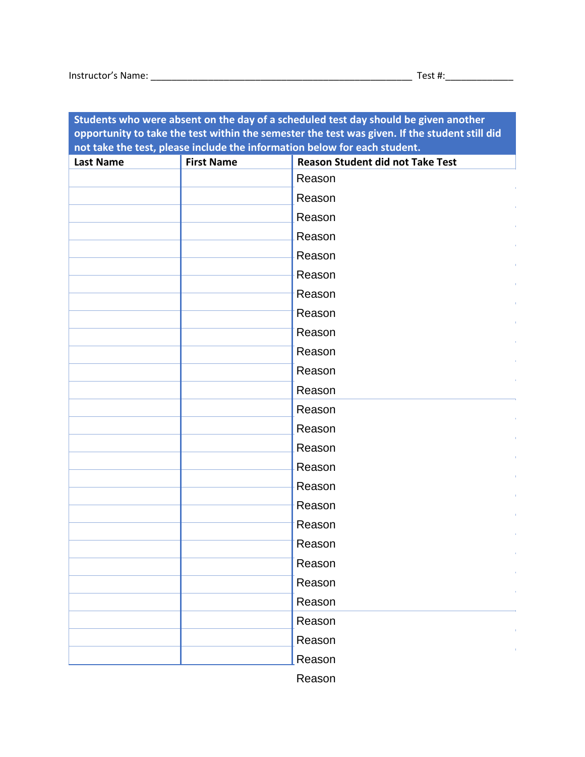Instructor's Name: ______________________________________________________ Test #:_____________

| Students who were absent on the day of a scheduled test day should be given another opportunity to take the test within the semester the test was given. If the student still did not take the test, please include the information below for each student. | | |
|---|---|---|
| **Last Name** | **First Name** | **Reason Student did not Take Test** |
| | | Reason |
| | | Reason |
| | | Reason |
| | | Reason |
| | | Reason |
| | | Reason |
| | | Reason |
| | | Reason |
| | | Reason |
| | | Reason |
| | | Reason |
| | | Reason |
| | | Reason |
| | | Reason |
| | | Reason |
| | | Reason |
| | | Reason |
| | | Reason |
| | | Reason |
| | | Reason |
| | | Reason |
| | | Reason |
| | | Reason |
| | | Reason |
| | | Reason |
| | | Reason |

Reason